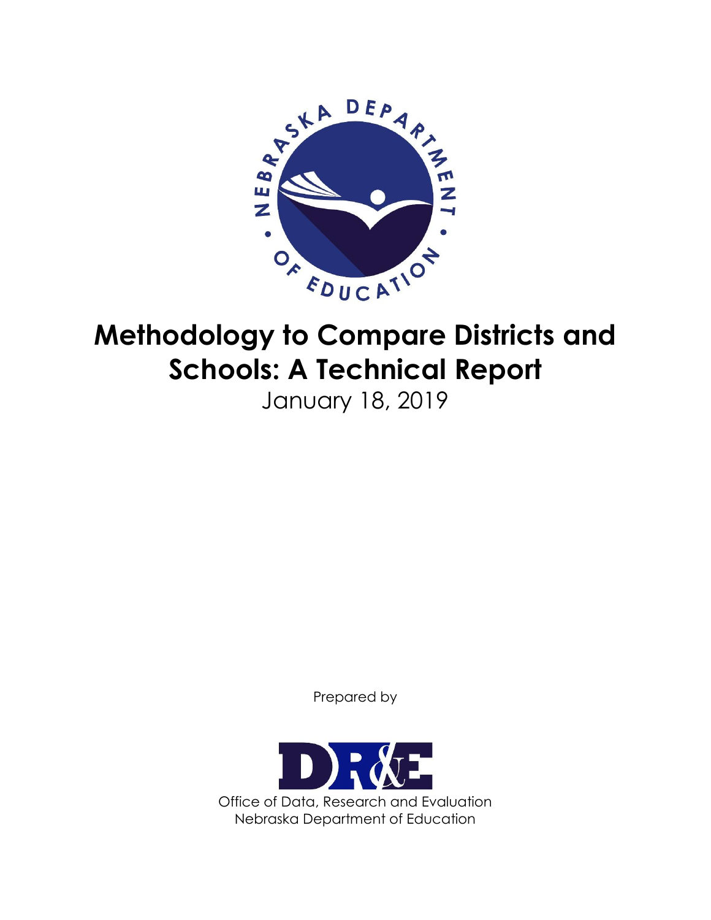# Methodology to Compare Districts and Schools: A Technical Report

January 18, 2019

Prepared by

Office of Data, Research and Evaluation
Nebraska Department of Education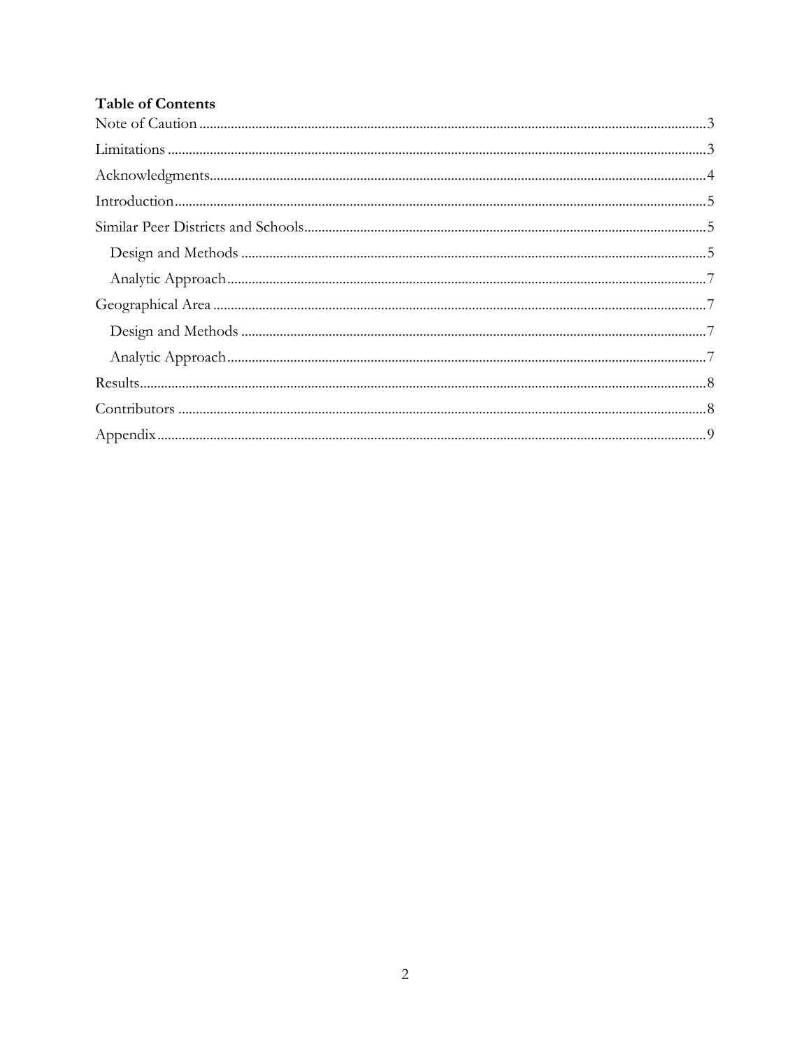**Table of Contents**

Note of Caution ........................................................................ 3

Limitations ........................................................................ 3

Acknowledgments ........................................................................ 4

Introduction ........................................................................ 5

Similar Peer Districts and Schools ........................................................................ 5

- Design and Methods ........................................................................ 5
- Analytic Approach ........................................................................ 7

Geographical Area ........................................................................ 7

- Design and Methods ........................................................................ 7
- Analytic Approach ........................................................................ 7

Results ........................................................................ 8

Contributors ........................................................................ 8

Appendix ........................................................................ 9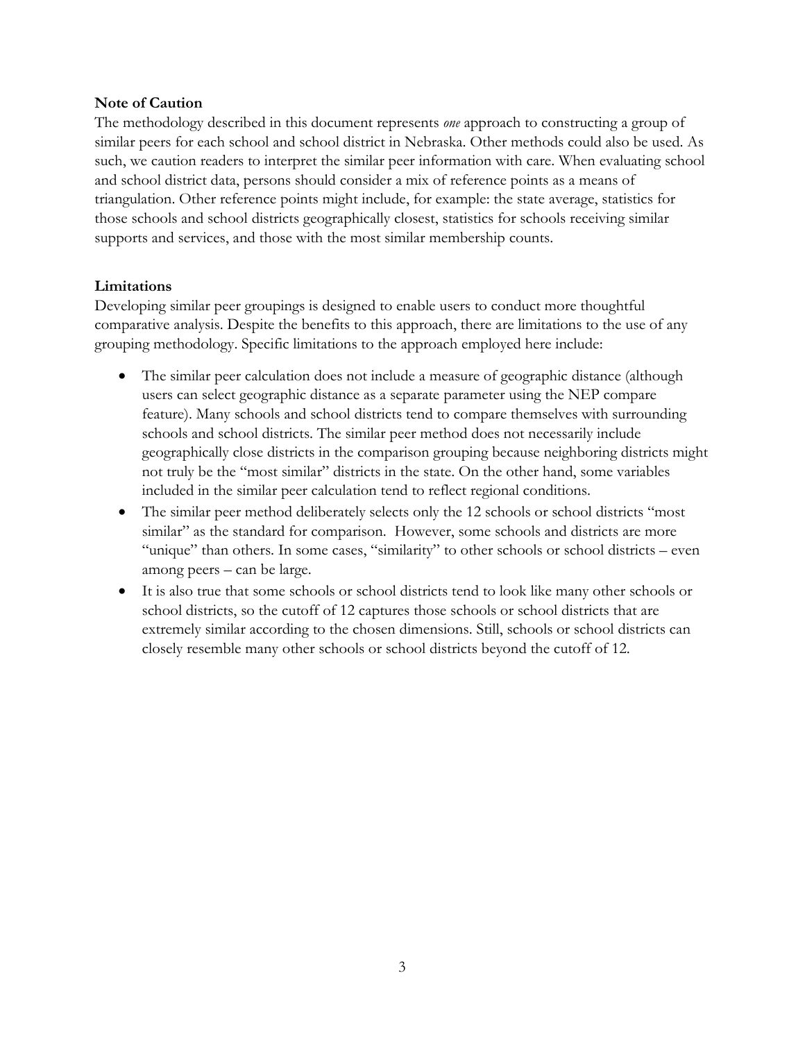**Note of Caution**

The methodology described in this document represents *one* approach to constructing a group of similar peers for each school and school district in Nebraska. Other methods could also be used. As such, we caution readers to interpret the similar peer information with care. When evaluating school and school district data, persons should consider a mix of reference points as a means of triangulation. Other reference points might include, for example: the state average, statistics for those schools and school districts geographically closest, statistics for schools receiving similar supports and services, and those with the most similar membership counts.

**Limitations**

Developing similar peer groupings is designed to enable users to conduct more thoughtful comparative analysis. Despite the benefits to this approach, there are limitations to the use of any grouping methodology. Specific limitations to the approach employed here include:

- The similar peer calculation does not include a measure of geographic distance (although users can select geographic distance as a separate parameter using the NEP compare feature). Many schools and school districts tend to compare themselves with surrounding schools and school districts. The similar peer method does not necessarily include geographically close districts in the comparison grouping because neighboring districts might not truly be the "most similar" districts in the state. On the other hand, some variables included in the similar peer calculation tend to reflect regional conditions.
- The similar peer method deliberately selects only the 12 schools or school districts "most similar" as the standard for comparison. However, some schools and districts are more "unique" than others. In some cases, "similarity" to other schools or school districts – even among peers – can be large.
- It is also true that some schools or school districts tend to look like many other schools or school districts, so the cutoff of 12 captures those schools or school districts that are extremely similar according to the chosen dimensions. Still, schools or school districts can closely resemble many other schools or school districts beyond the cutoff of 12.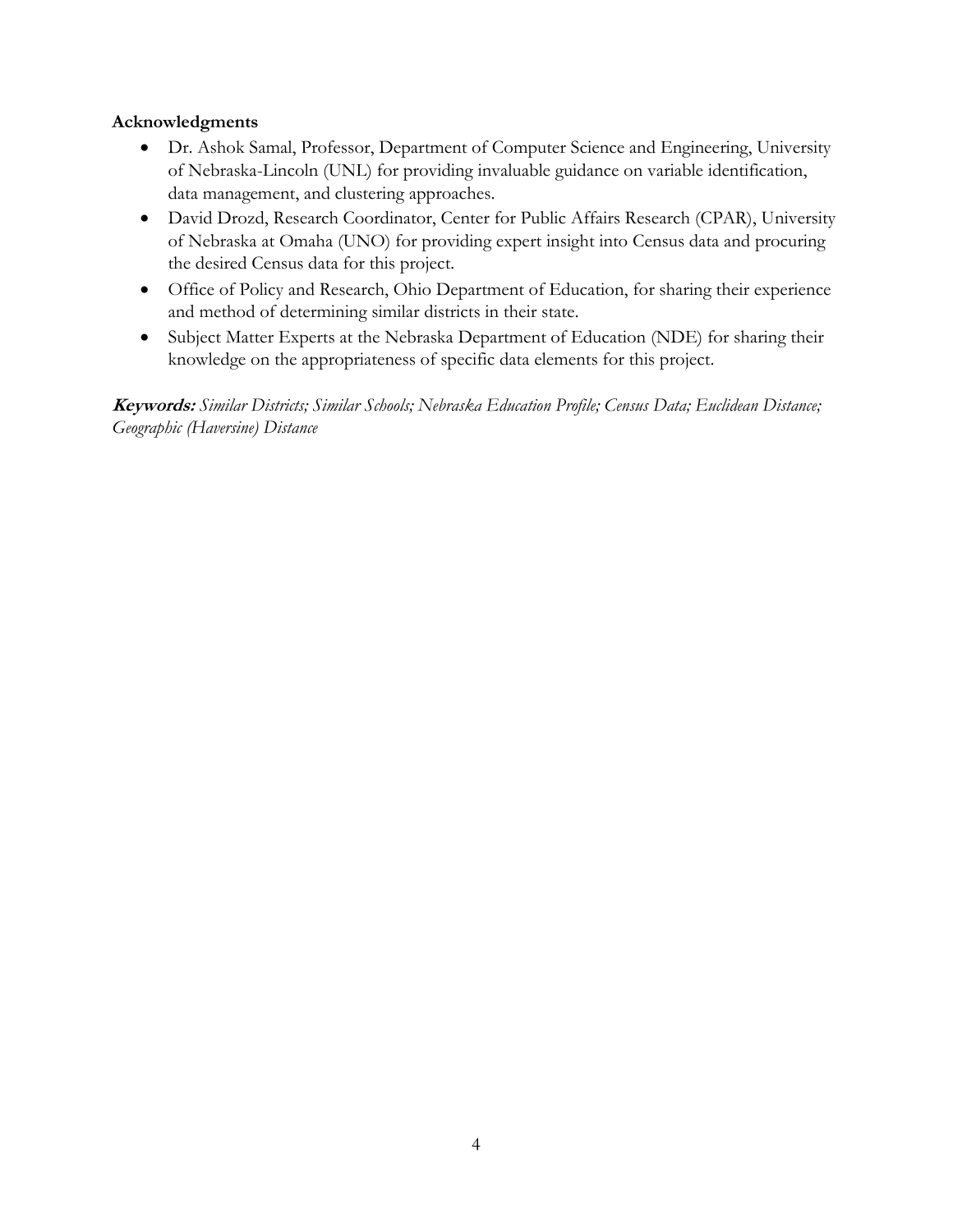**Acknowledgments**

- Dr. Ashok Samal, Professor, Department of Computer Science and Engineering, University of Nebraska-Lincoln (UNL) for providing invaluable guidance on variable identification, data management, and clustering approaches.
- David Drozd, Research Coordinator, Center for Public Affairs Research (CPAR), University of Nebraska at Omaha (UNO) for providing expert insight into Census data and procuring the desired Census data for this project.
- Office of Policy and Research, Ohio Department of Education, for sharing their experience and method of determining similar districts in their state.
- Subject Matter Experts at the Nebraska Department of Education (NDE) for sharing their knowledge on the appropriateness of specific data elements for this project.

***Keywords:*** *Similar Districts; Similar Schools; Nebraska Education Profile; Census Data; Euclidean Distance; Geographic (Haversine) Distance*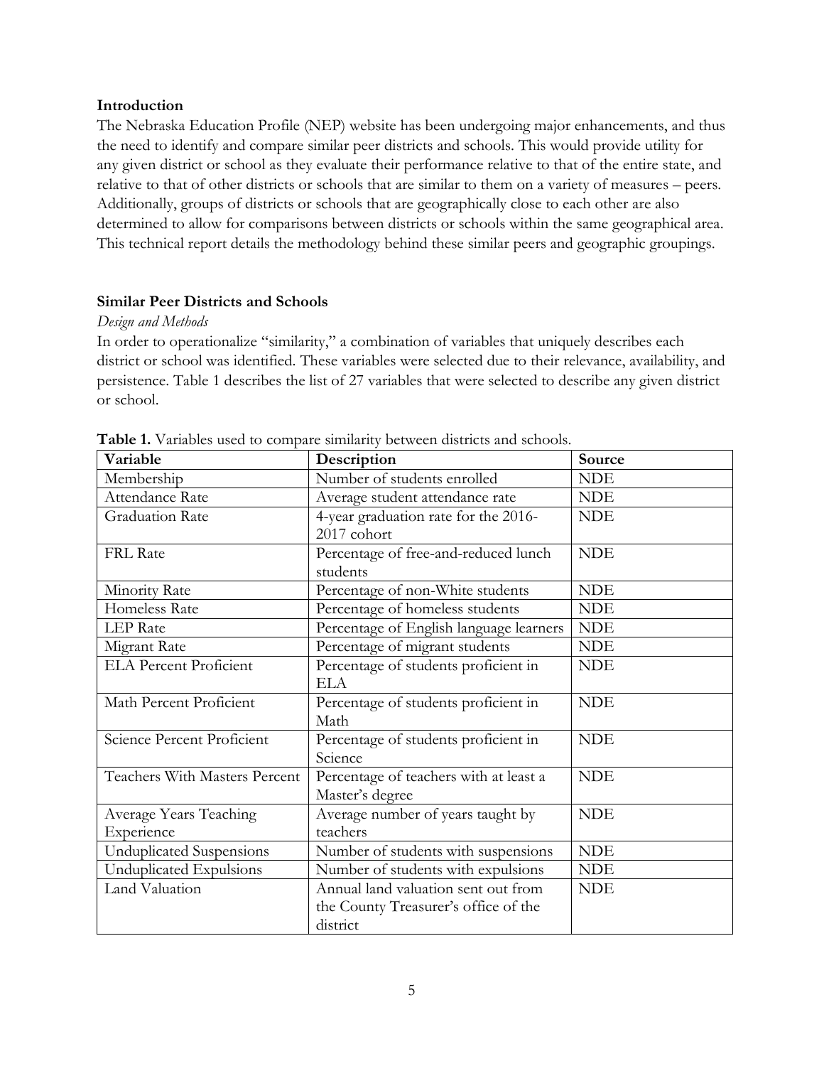## Introduction

The Nebraska Education Profile (NEP) website has been undergoing major enhancements, and thus the need to identify and compare similar peer districts and schools. This would provide utility for any given district or school as they evaluate their performance relative to that of the entire state, and relative to that of other districts or schools that are similar to them on a variety of measures – peers. Additionally, groups of districts or schools that are geographically close to each other are also determined to allow for comparisons between districts or schools within the same geographical area. This technical report details the methodology behind these similar peers and geographic groupings.

## Similar Peer Districts and Schools

### *Design and Methods*

In order to operationalize "similarity," a combination of variables that uniquely describes each district or school was identified. These variables were selected due to their relevance, availability, and persistence. Table 1 describes the list of 27 variables that were selected to describe any given district or school.

**Table 1.** Variables used to compare similarity between districts and schools.

| Variable | Description | Source |
| --- | --- | --- |
| Membership | Number of students enrolled | NDE |
| Attendance Rate | Average student attendance rate | NDE |
| Graduation Rate | 4-year graduation rate for the 2016-2017 cohort | NDE |
| FRL Rate | Percentage of free-and-reduced lunch students | NDE |
| Minority Rate | Percentage of non-White students | NDE |
| Homeless Rate | Percentage of homeless students | NDE |
| LEP Rate | Percentage of English language learners | NDE |
| Migrant Rate | Percentage of migrant students | NDE |
| ELA Percent Proficient | Percentage of students proficient in ELA | NDE |
| Math Percent Proficient | Percentage of students proficient in Math | NDE |
| Science Percent Proficient | Percentage of students proficient in Science | NDE |
| Teachers With Masters Percent | Percentage of teachers with at least a Master's degree | NDE |
| Average Years Teaching Experience | Average number of years taught by teachers | NDE |
| Unduplicated Suspensions | Number of students with suspensions | NDE |
| Unduplicated Expulsions | Number of students with expulsions | NDE |
| Land Valuation | Annual land valuation sent out from the County Treasurer's office of the district | NDE |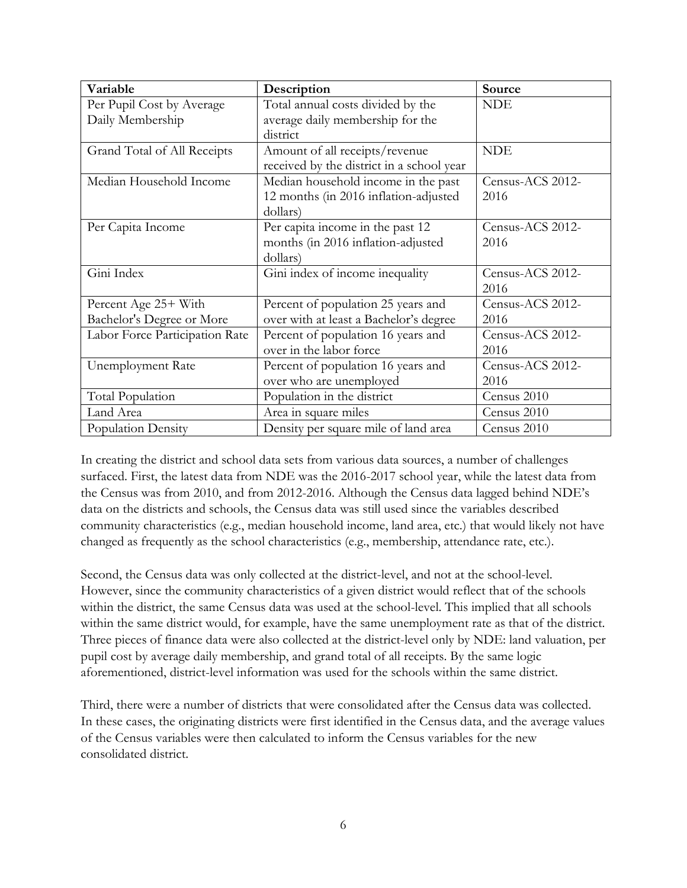| Variable | Description | Source |
|---|---|---|
| Per Pupil Cost by Average Daily Membership | Total annual costs divided by the average daily membership for the district | NDE |
| Grand Total of All Receipts | Amount of all receipts/revenue received by the district in a school year | NDE |
| Median Household Income | Median household income in the past 12 months (in 2016 inflation-adjusted dollars) | Census-ACS 2012-2016 |
| Per Capita Income | Per capita income in the past 12 months (in 2016 inflation-adjusted dollars) | Census-ACS 2012-2016 |
| Gini Index | Gini index of income inequality | Census-ACS 2012-2016 |
| Percent Age 25+ With Bachelor's Degree or More | Percent of population 25 years and over with at least a Bachelor's degree | Census-ACS 2012-2016 |
| Labor Force Participation Rate | Percent of population 16 years and over in the labor force | Census-ACS 2012-2016 |
| Unemployment Rate | Percent of population 16 years and over who are unemployed | Census-ACS 2012-2016 |
| Total Population | Population in the district | Census 2010 |
| Land Area | Area in square miles | Census 2010 |
| Population Density | Density per square mile of land area | Census 2010 |

In creating the district and school data sets from various data sources, a number of challenges surfaced. First, the latest data from NDE was the 2016-2017 school year, while the latest data from the Census was from 2010, and from 2012-2016. Although the Census data lagged behind NDE's data on the districts and schools, the Census data was still used since the variables described community characteristics (e.g., median household income, land area, etc.) that would likely not have changed as frequently as the school characteristics (e.g., membership, attendance rate, etc.).

Second, the Census data was only collected at the district-level, and not at the school-level. However, since the community characteristics of a given district would reflect that of the schools within the district, the same Census data was used at the school-level. This implied that all schools within the same district would, for example, have the same unemployment rate as that of the district. Three pieces of finance data were also collected at the district-level only by NDE: land valuation, per pupil cost by average daily membership, and grand total of all receipts. By the same logic aforementioned, district-level information was used for the schools within the same district.

Third, there were a number of districts that were consolidated after the Census data was collected. In these cases, the originating districts were first identified in the Census data, and the average values of the Census variables were then calculated to inform the Census variables for the new consolidated district.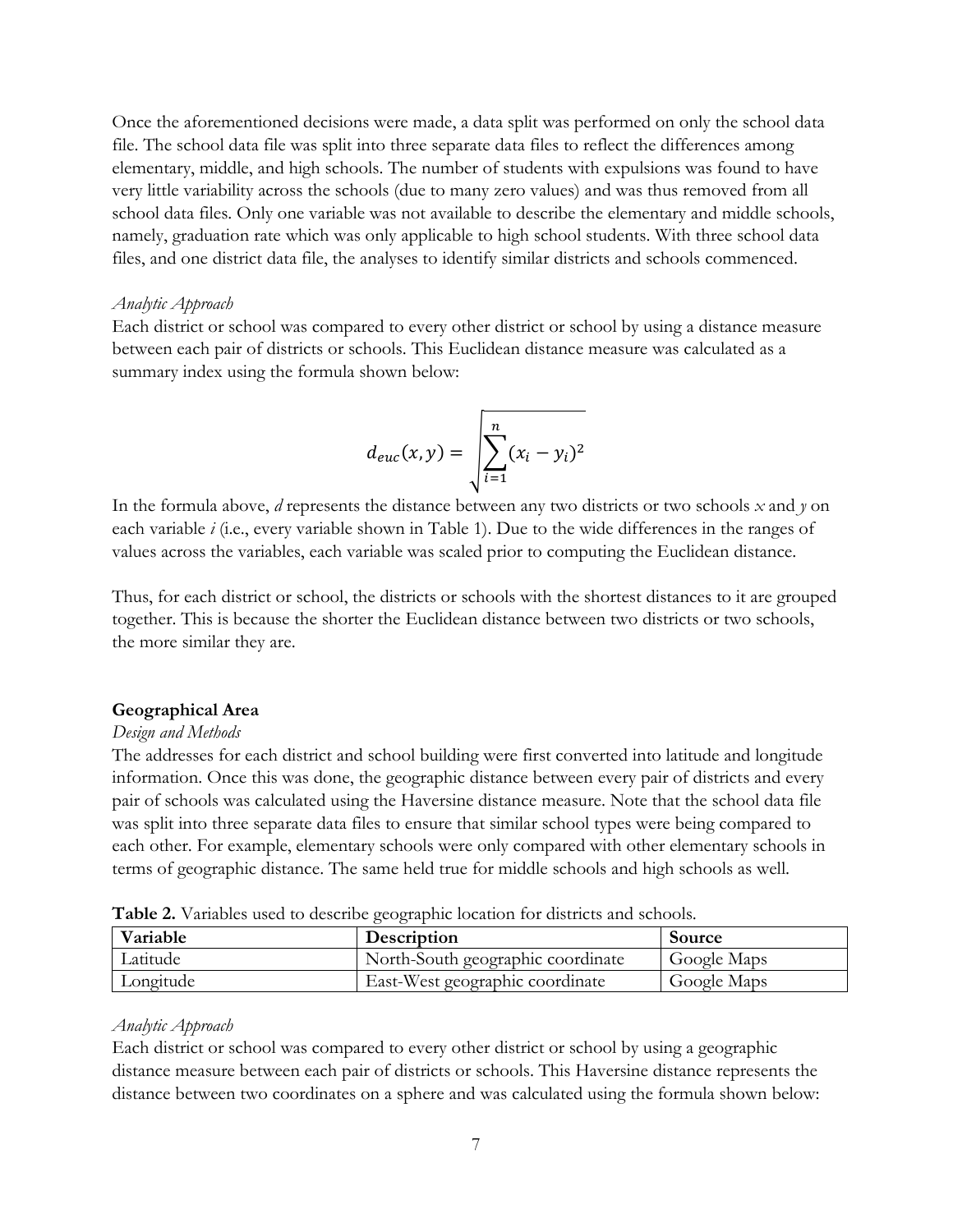Once the aforementioned decisions were made, a data split was performed on only the school data file. The school data file was split into three separate data files to reflect the differences among elementary, middle, and high schools. The number of students with expulsions was found to have very little variability across the schools (due to many zero values) and was thus removed from all school data files. Only one variable was not available to describe the elementary and middle schools, namely, graduation rate which was only applicable to high school students. With three school data files, and one district data file, the analyses to identify similar districts and schools commenced.

*Analytic Approach*

Each district or school was compared to every other district or school by using a distance measure between each pair of districts or schools. This Euclidean distance measure was calculated as a summary index using the formula shown below:

$$d_{euc}(x, y) = \sqrt{\sum_{i=1}^{n}(x_i - y_i)^2}$$

In the formula above, *d* represents the distance between any two districts or two schools *x* and *y* on each variable *i* (i.e., every variable shown in Table 1). Due to the wide differences in the ranges of values across the variables, each variable was scaled prior to computing the Euclidean distance.

Thus, for each district or school, the districts or schools with the shortest distances to it are grouped together. This is because the shorter the Euclidean distance between two districts or two schools, the more similar they are.

### Geographical Area

*Design and Methods*

The addresses for each district and school building were first converted into latitude and longitude information. Once this was done, the geographic distance between every pair of districts and every pair of schools was calculated using the Haversine distance measure. Note that the school data file was split into three separate data files to ensure that similar school types were being compared to each other. For example, elementary schools were only compared with other elementary schools in terms of geographic distance. The same held true for middle schools and high schools as well.

**Table 2.** Variables used to describe geographic location for districts and schools.

| Variable | Description | Source |
|---|---|---|
| Latitude | North-South geographic coordinate | Google Maps |
| Longitude | East-West geographic coordinate | Google Maps |

*Analytic Approach*

Each district or school was compared to every other district or school by using a geographic distance measure between each pair of districts or schools. This Haversine distance represents the distance between two coordinates on a sphere and was calculated using the formula shown below: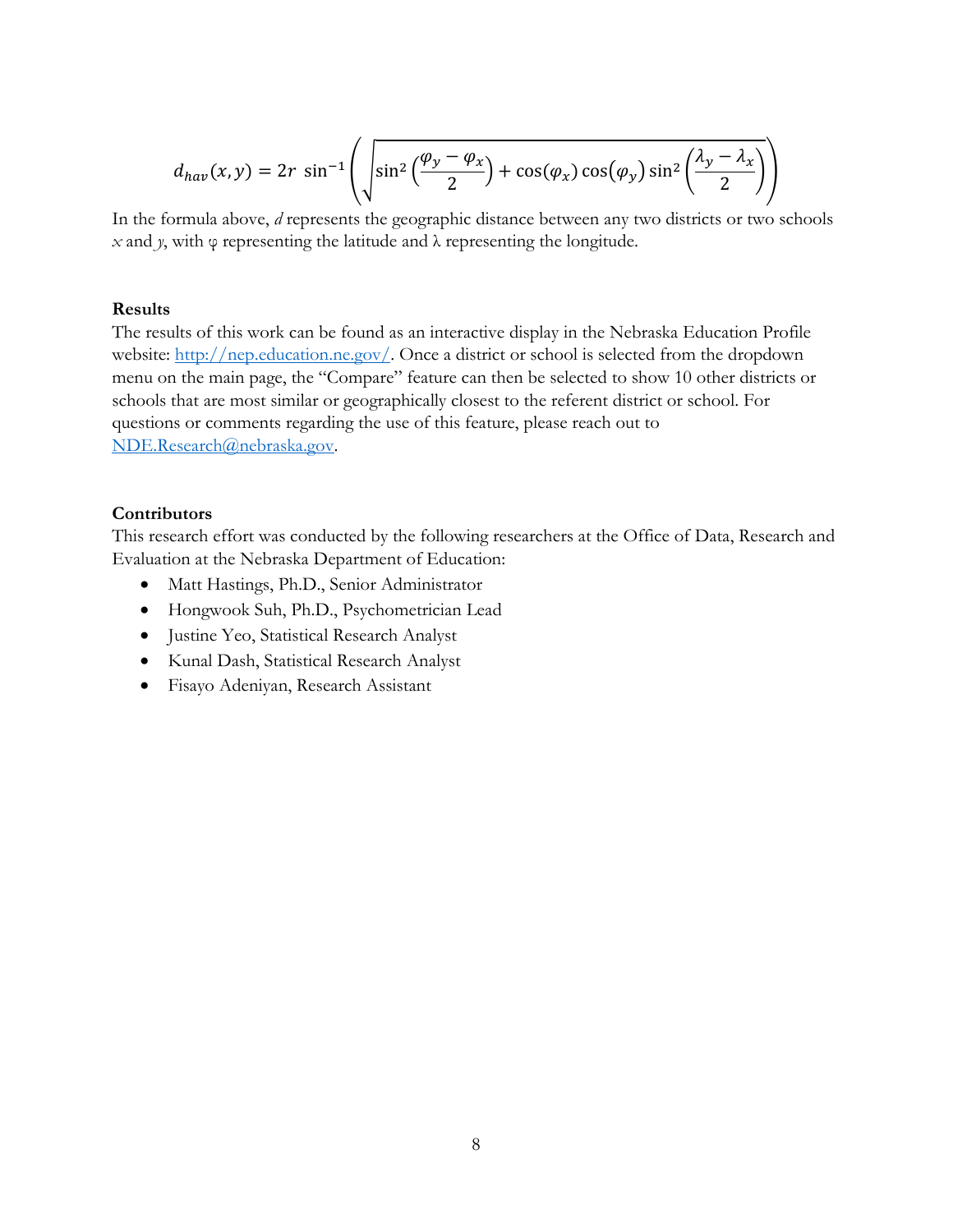$$d_{hav}(x, y) = 2r \sin^{-1}\left(\sqrt{\sin^2\left(\frac{\varphi_y - \varphi_x}{2}\right) + \cos(\varphi_x)\cos(\varphi_y)\sin^2\left(\frac{\lambda_y - \lambda_x}{2}\right)}\right)$$

In the formula above, *d* represents the geographic distance between any two districts or two schools *x* and *y*, with φ representing the latitude and λ representing the longitude.

**Results**

The results of this work can be found as an interactive display in the Nebraska Education Profile website: http://nep.education.ne.gov/. Once a district or school is selected from the dropdown menu on the main page, the "Compare" feature can then be selected to show 10 other districts or schools that are most similar or geographically closest to the referent district or school. For questions or comments regarding the use of this feature, please reach out to NDE.Research@nebraska.gov.

**Contributors**

This research effort was conducted by the following researchers at the Office of Data, Research and Evaluation at the Nebraska Department of Education:

- Matt Hastings, Ph.D., Senior Administrator
- Hongwook Suh, Ph.D., Psychometrician Lead
- Justine Yeo, Statistical Research Analyst
- Kunal Dash, Statistical Research Analyst
- Fisayo Adeniyan, Research Assistant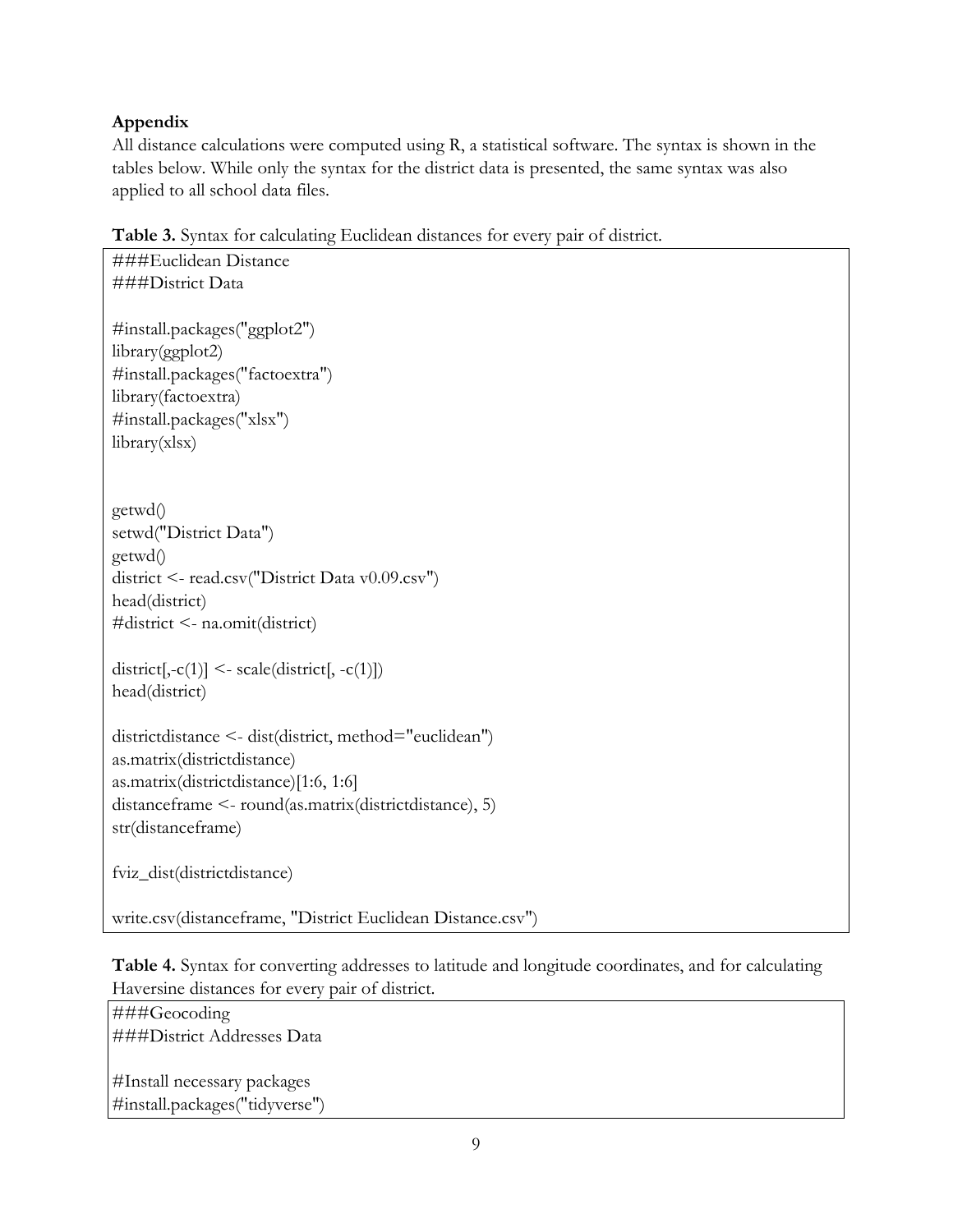**Appendix**

All distance calculations were computed using R, a statistical software. The syntax is shown in the tables below. While only the syntax for the district data is presented, the same syntax was also applied to all school data files.

**Table 3.** Syntax for calculating Euclidean distances for every pair of district.

```
###Euclidean Distance
###District Data

#install.packages("ggplot2")
library(ggplot2)
#install.packages("factoextra")
library(factoextra)
#install.packages("xlsx")
library(xlsx)


getwd()
setwd("District Data")
getwd()
district <- read.csv("District Data v0.09.csv")
head(district)
#district <- na.omit(district)

district[,-c(1)] <- scale(district[, -c(1)])
head(district)

districtdistance <- dist(district, method="euclidean")
as.matrix(districtdistance)
as.matrix(districtdistance)[1:6, 1:6]
distanceframe <- round(as.matrix(districtdistance), 5)
str(distanceframe)

fviz_dist(districtdistance)

write.csv(distanceframe, "District Euclidean Distance.csv")
```

**Table 4.** Syntax for converting addresses to latitude and longitude coordinates, and for calculating Haversine distances for every pair of district.

```
###Geocoding
###District Addresses Data

#Install necessary packages
#install.packages("tidyverse")
```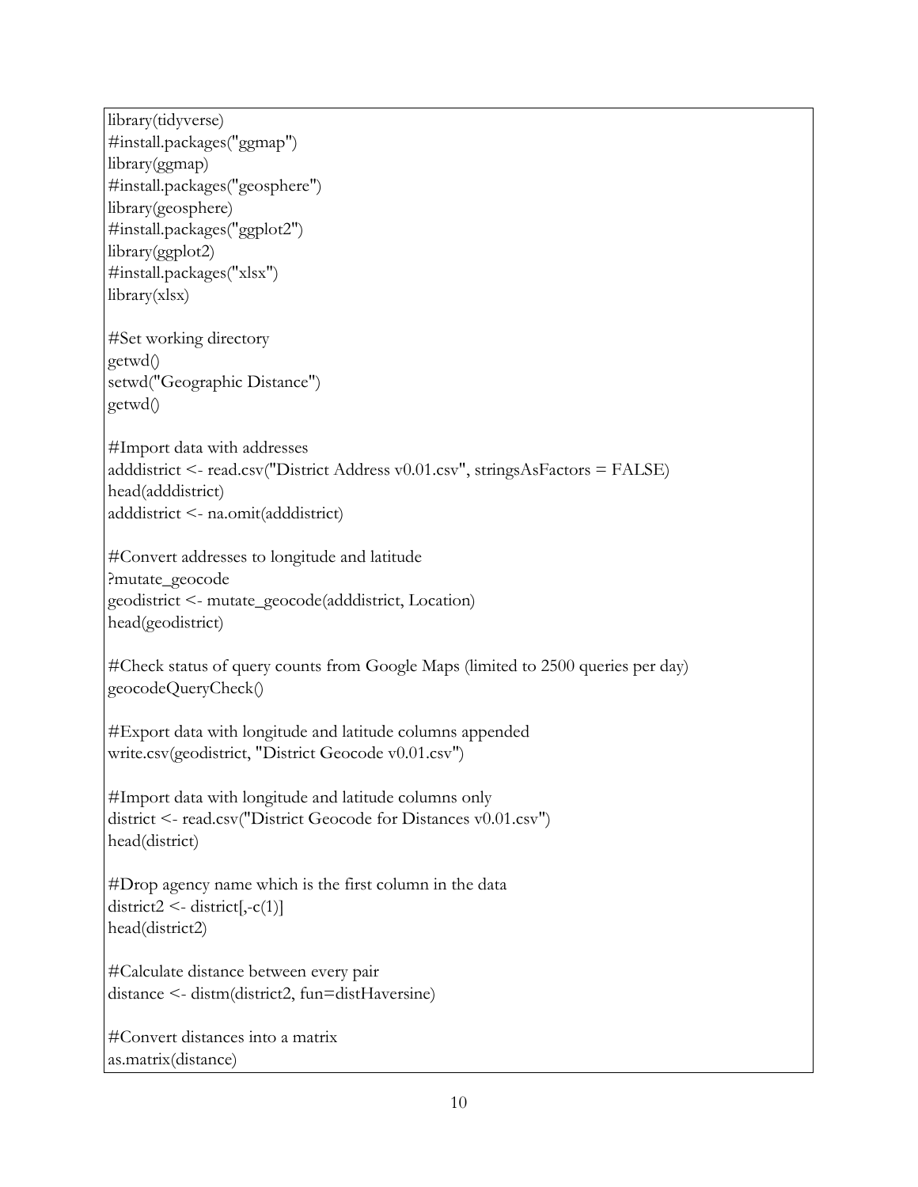```r
library(tidyverse)
#install.packages("ggmap")
library(ggmap)
#install.packages("geosphere")
library(geosphere)
#install.packages("ggplot2")
library(ggplot2)
#install.packages("xlsx")
library(xlsx)

#Set working directory
getwd()
setwd("Geographic Distance")
getwd()

#Import data with addresses
adddistrict <- read.csv("District Address v0.01.csv", stringsAsFactors = FALSE)
head(adddistrict)
adddistrict <- na.omit(adddistrict)

#Convert addresses to longitude and latitude
?mutate_geocode
geodistrict <- mutate_geocode(adddistrict, Location)
head(geodistrict)

#Check status of query counts from Google Maps (limited to 2500 queries per day)
geocodeQueryCheck()

#Export data with longitude and latitude columns appended
write.csv(geodistrict, "District Geocode v0.01.csv")

#Import data with longitude and latitude columns only
district <- read.csv("District Geocode for Distances v0.01.csv")
head(district)

#Drop agency name which is the first column in the data
district2 <- district[,-c(1)]
head(district2)

#Calculate distance between every pair
distance <- distm(district2, fun=distHaversine)

#Convert distances into a matrix
as.matrix(distance)
```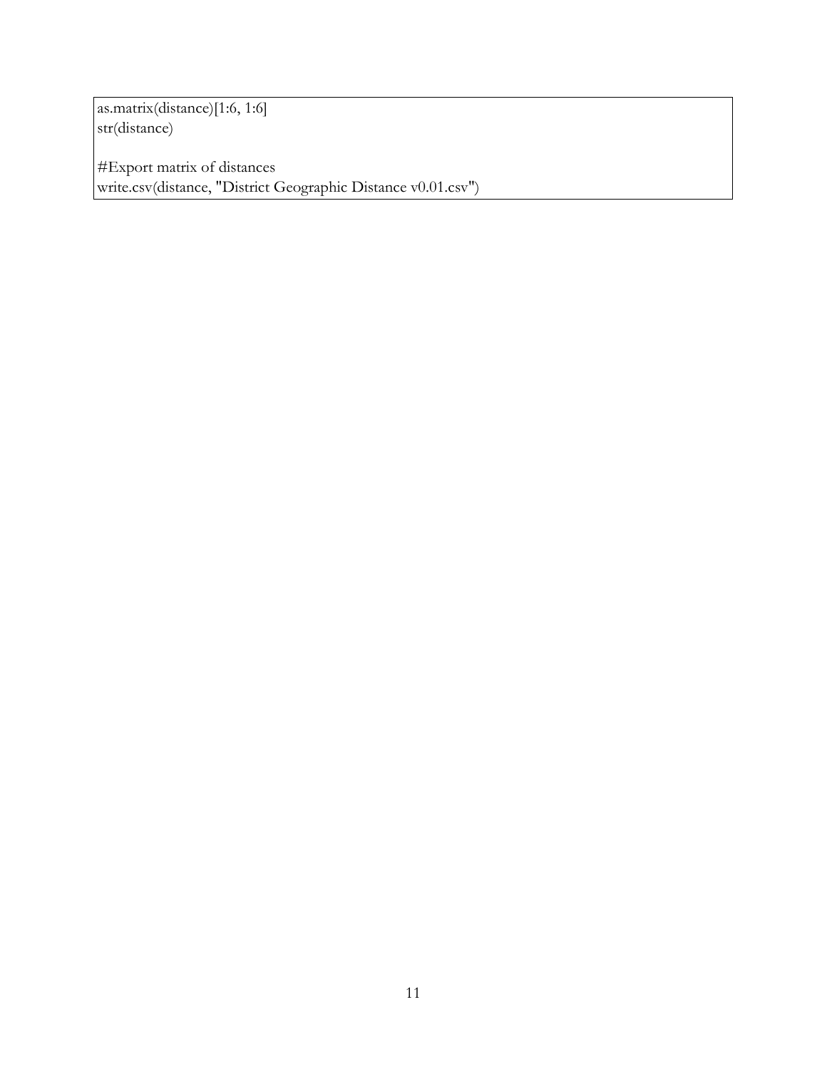```
as.matrix(distance)[1:6, 1:6]
str(distance)

#Export matrix of distances
write.csv(distance, "District Geographic Distance v0.01.csv")
```